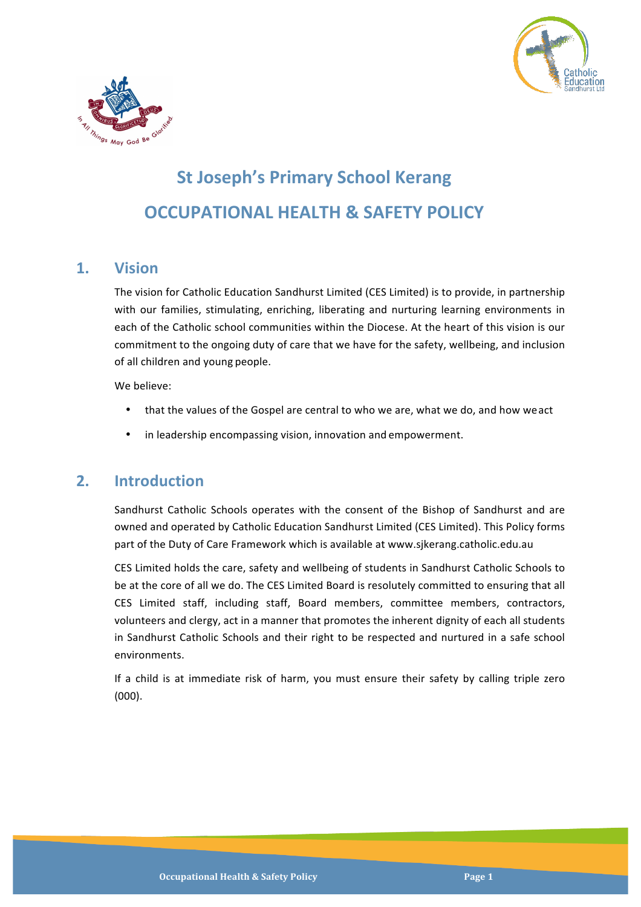# St Joseph's Primary School Kerang

# OCCUPATIONAL HEALTH & SAFETY POLICY

## 1. Vision

The vision for Catholic Education Sandhurst Limited (CES Limited) is to provide, in partnership with our families, stimulating, enriching, liberating and nurturing learning environments in each of the Catholic school communities within the Diocese. At the heart of this vision is our commitment to the ongoing duty of care that we have for the safety, wellbeing, and inclusion of all children and young people.

We believe:

- that the values of the Gospel are central to who we are, what we do, and how we act
- in leadership encompassing vision, innovation and empowerment.

## 2. Introduction

Sandhurst Catholic Schools operates with the consent of the Bishop of Sandhurst and are owned and operated by Catholic Education Sandhurst Limited (CES Limited). This Policy forms part of the Duty of Care Framework which is available at www.sjkerang.catholic.edu.au

CES Limited holds the care, safety and wellbeing of students in Sandhurst Catholic Schools to be at the core of all we do. The CES Limited Board is resolutely committed to ensuring that all CES Limited staff, including staff, Board members, committee members, contractors, volunteers and clergy, act in a manner that promotes the inherent dignity of each all students in Sandhurst Catholic Schools and their right to be respected and nurtured in a safe school environments.

If a child is at immediate risk of harm, you must ensure their safety by calling triple zero (000).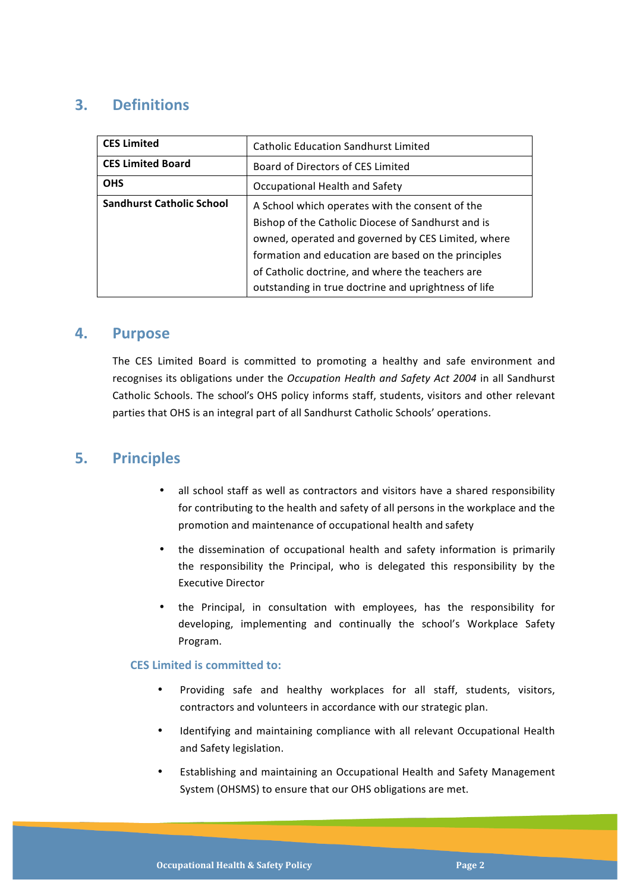## 3. Definitions

| | |
|---|---|
| **CES Limited** | Catholic Education Sandhurst Limited |
| **CES Limited Board** | Board of Directors of CES Limited |
| **OHS** | Occupational Health and Safety |
| **Sandhurst Catholic School** | A School which operates with the consent of the Bishop of the Catholic Diocese of Sandhurst and is owned, operated and governed by CES Limited, where formation and education are based on the principles of Catholic doctrine, and where the teachers are outstanding in true doctrine and uprightness of life |

## 4. Purpose

The CES Limited Board is committed to promoting a healthy and safe environment and recognises its obligations under the *Occupation Health and Safety Act 2004* in all Sandhurst Catholic Schools. The school's OHS policy informs staff, students, visitors and other relevant parties that OHS is an integral part of all Sandhurst Catholic Schools' operations.

## 5. Principles

- all school staff as well as contractors and visitors have a shared responsibility for contributing to the health and safety of all persons in the workplace and the promotion and maintenance of occupational health and safety
- the dissemination of occupational health and safety information is primarily the responsibility the Principal, who is delegated this responsibility by the Executive Director
- the Principal, in consultation with employees, has the responsibility for developing, implementing and continually the school's Workplace Safety Program.

### CES Limited is committed to:

- Providing safe and healthy workplaces for all staff, students, visitors, contractors and volunteers in accordance with our strategic plan.
- Identifying and maintaining compliance with all relevant Occupational Health and Safety legislation.
- Establishing and maintaining an Occupational Health and Safety Management System (OHSMS) to ensure that our OHS obligations are met.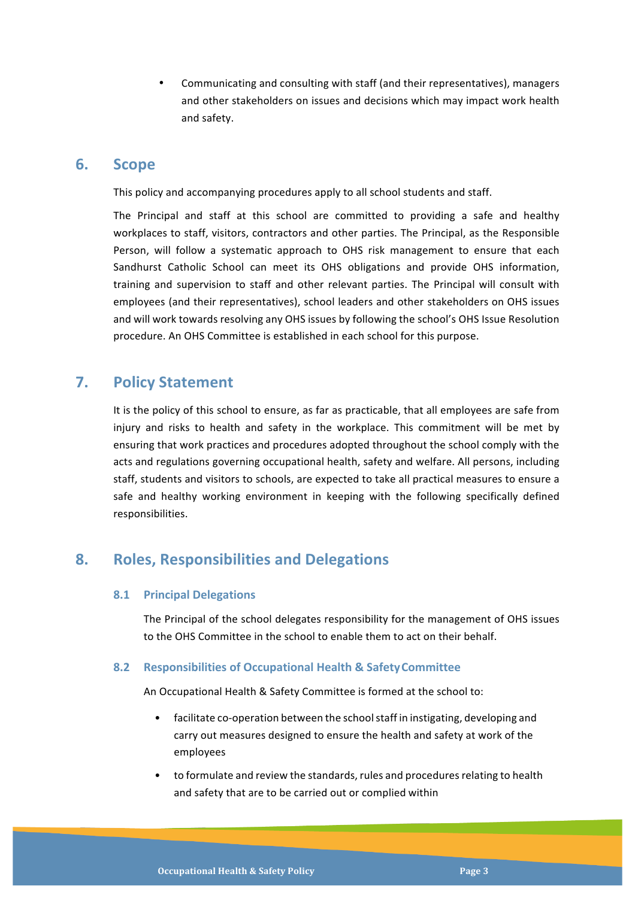- Communicating and consulting with staff (and their representatives), managers and other stakeholders on issues and decisions which may impact work health and safety.

## 6. Scope

This policy and accompanying procedures apply to all school students and staff.

The Principal and staff at this school are committed to providing a safe and healthy workplaces to staff, visitors, contractors and other parties. The Principal, as the Responsible Person, will follow a systematic approach to OHS risk management to ensure that each Sandhurst Catholic School can meet its OHS obligations and provide OHS information, training and supervision to staff and other relevant parties. The Principal will consult with employees (and their representatives), school leaders and other stakeholders on OHS issues and will work towards resolving any OHS issues by following the school's OHS Issue Resolution procedure. An OHS Committee is established in each school for this purpose.

## 7. Policy Statement

It is the policy of this school to ensure, as far as practicable, that all employees are safe from injury and risks to health and safety in the workplace. This commitment will be met by ensuring that work practices and procedures adopted throughout the school comply with the acts and regulations governing occupational health, safety and welfare. All persons, including staff, students and visitors to schools, are expected to take all practical measures to ensure a safe and healthy working environment in keeping with the following specifically defined responsibilities.

## 8. Roles, Responsibilities and Delegations

### 8.1 Principal Delegations

The Principal of the school delegates responsibility for the management of OHS issues to the OHS Committee in the school to enable them to act on their behalf.

### 8.2 Responsibilities of Occupational Health & Safety Committee

An Occupational Health & Safety Committee is formed at the school to:

- facilitate co-operation between the school staff in instigating, developing and carry out measures designed to ensure the health and safety at work of the employees
- to formulate and review the standards, rules and procedures relating to health and safety that are to be carried out or complied within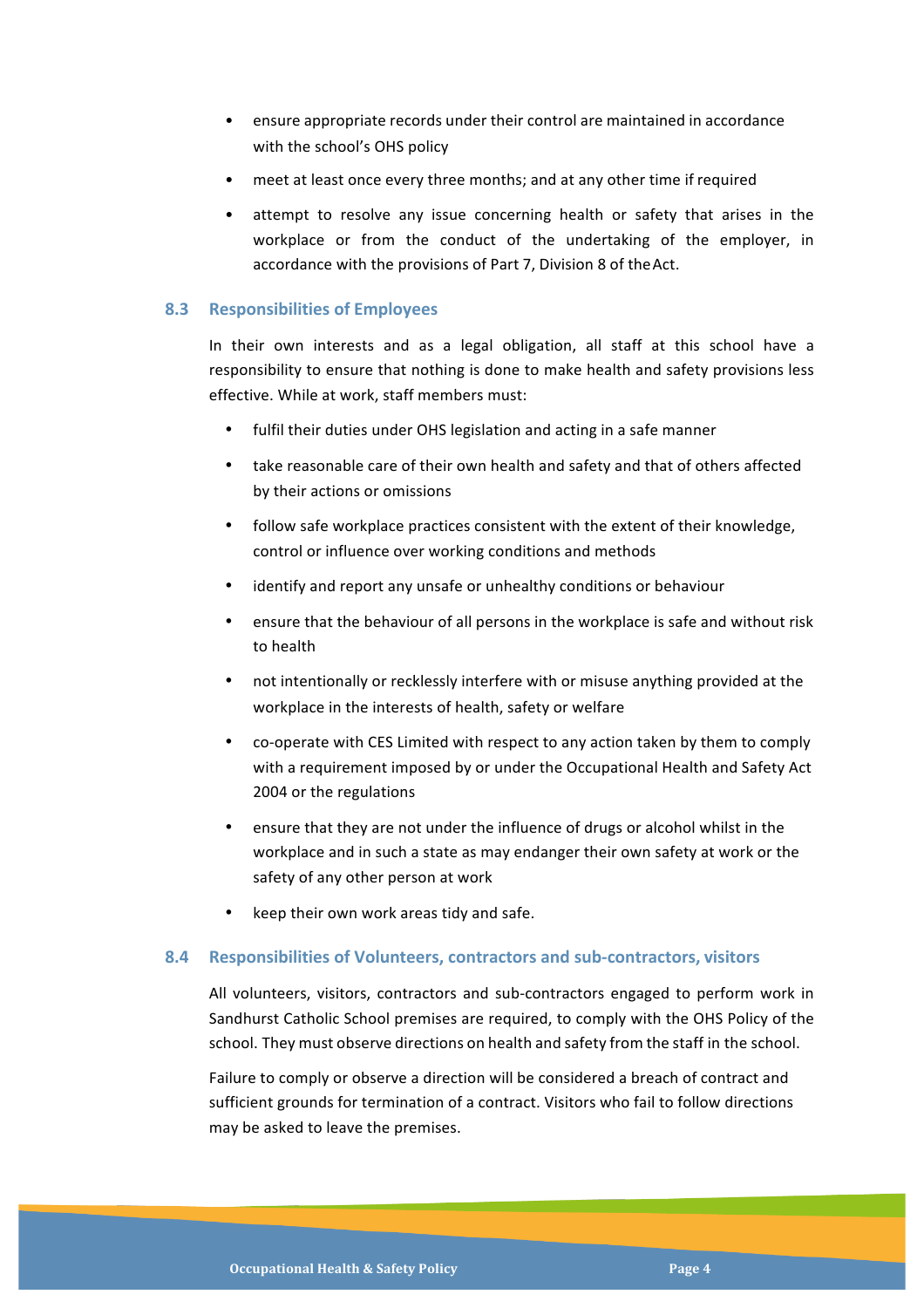- ensure appropriate records under their control are maintained in accordance with the school's OHS policy
- meet at least once every three months; and at any other time if required
- attempt to resolve any issue concerning health or safety that arises in the workplace or from the conduct of the undertaking of the employer, in accordance with the provisions of Part 7, Division 8 of the Act.

### 8.3 Responsibilities of Employees

In their own interests and as a legal obligation, all staff at this school have a responsibility to ensure that nothing is done to make health and safety provisions less effective. While at work, staff members must:

- fulfil their duties under OHS legislation and acting in a safe manner
- take reasonable care of their own health and safety and that of others affected by their actions or omissions
- follow safe workplace practices consistent with the extent of their knowledge, control or influence over working conditions and methods
- identify and report any unsafe or unhealthy conditions or behaviour
- ensure that the behaviour of all persons in the workplace is safe and without risk to health
- not intentionally or recklessly interfere with or misuse anything provided at the workplace in the interests of health, safety or welfare
- co-operate with CES Limited with respect to any action taken by them to comply with a requirement imposed by or under the Occupational Health and Safety Act 2004 or the regulations
- ensure that they are not under the influence of drugs or alcohol whilst in the workplace and in such a state as may endanger their own safety at work or the safety of any other person at work
- keep their own work areas tidy and safe.

### 8.4 Responsibilities of Volunteers, contractors and sub-contractors, visitors

All volunteers, visitors, contractors and sub-contractors engaged to perform work in Sandhurst Catholic School premises are required, to comply with the OHS Policy of the school. They must observe directions on health and safety from the staff in the school.

Failure to comply or observe a direction will be considered a breach of contract and sufficient grounds for termination of a contract. Visitors who fail to follow directions may be asked to leave the premises.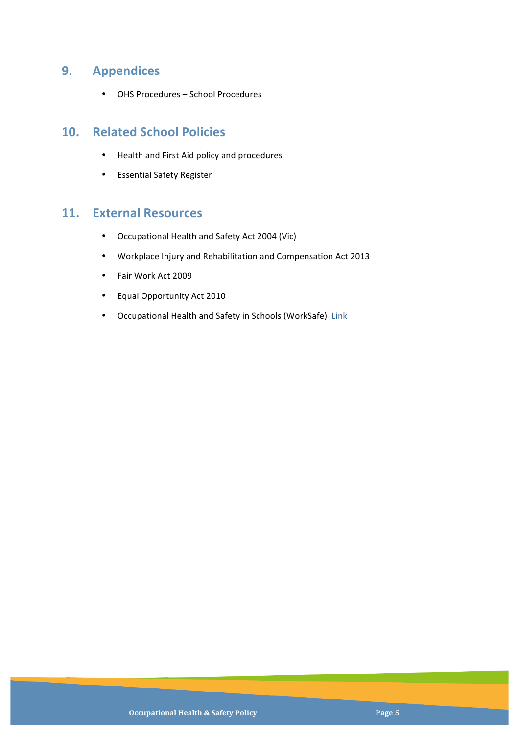## 9. Appendices

- OHS Procedures – School Procedures

## 10. Related School Policies

- Health and First Aid policy and procedures
- Essential Safety Register

## 11. External Resources

- Occupational Health and Safety Act 2004 (Vic)
- Workplace Injury and Rehabilitation and Compensation Act 2013
- Fair Work Act 2009
- Equal Opportunity Act 2010
- Occupational Health and Safety in Schools (WorkSafe) Link